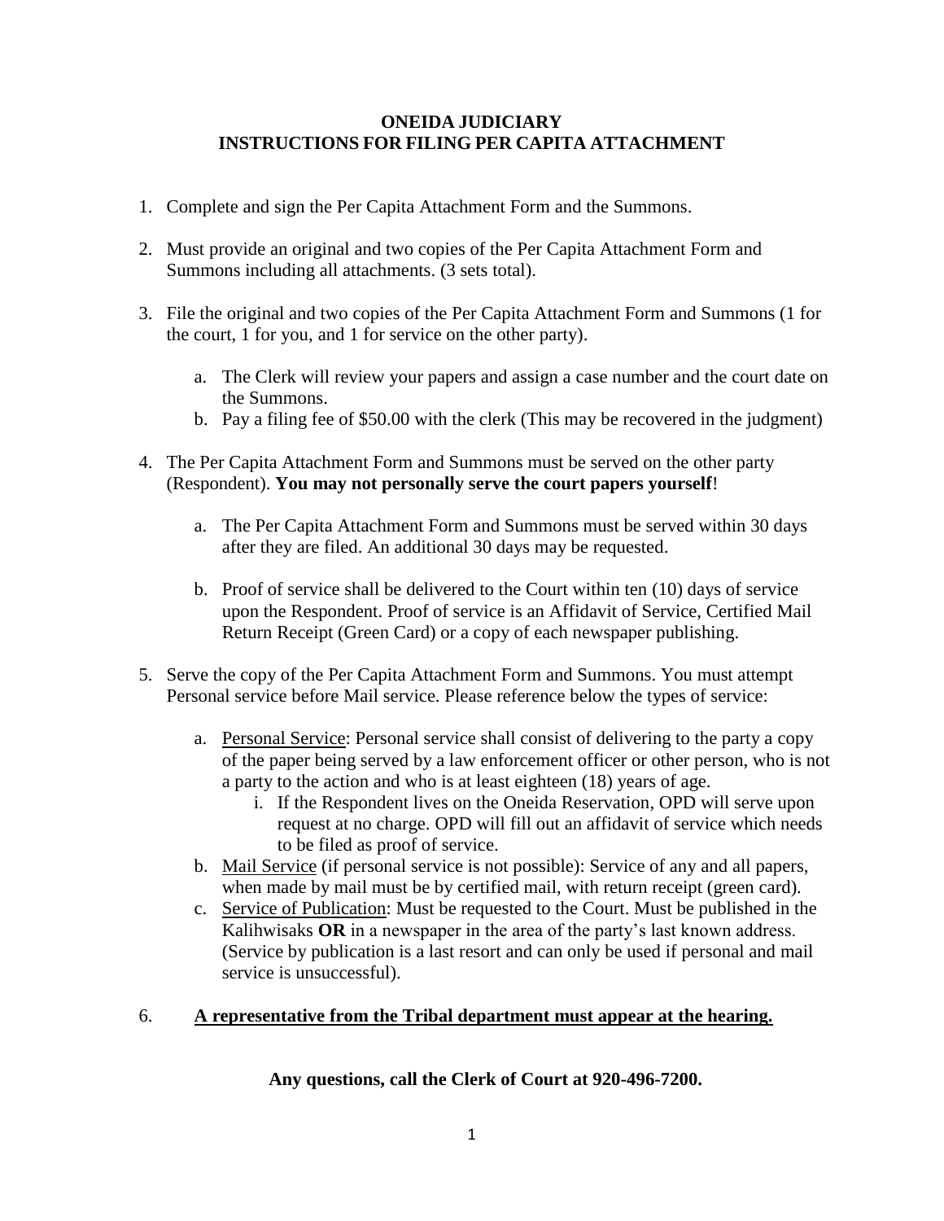# ONEIDA JUDICIARY
## INSTRUCTIONS FOR FILING PER CAPITA ATTACHMENT

1. Complete and sign the Per Capita Attachment Form and the Summons.

2. Must provide an original and two copies of the Per Capita Attachment Form and Summons including all attachments. (3 sets total).

3. File the original and two copies of the Per Capita Attachment Form and Summons (1 for the court, 1 for you, and 1 for service on the other party).

   a. The Clerk will review your papers and assign a case number and the court date on the Summons.
   b. Pay a filing fee of $50.00 with the clerk (This may be recovered in the judgment)

4. The Per Capita Attachment Form and Summons must be served on the other party (Respondent). **You may not personally serve the court papers yourself**!

   a. The Per Capita Attachment Form and Summons must be served within 30 days after they are filed. An additional 30 days may be requested.

   b. Proof of service shall be delivered to the Court within ten (10) days of service upon the Respondent. Proof of service is an Affidavit of Service, Certified Mail Return Receipt (Green Card) or a copy of each newspaper publishing.

5. Serve the copy of the Per Capita Attachment Form and Summons. You must attempt Personal service before Mail service. Please reference below the types of service:

   a. <u>Personal Service</u>: Personal service shall consist of delivering to the party a copy of the paper being served by a law enforcement officer or other person, who is not a party to the action and who is at least eighteen (18) years of age.
      i. If the Respondent lives on the Oneida Reservation, OPD will serve upon request at no charge. OPD will fill out an affidavit of service which needs to be filed as proof of service.
   b. <u>Mail Service</u> (if personal service is not possible): Service of any and all papers, when made by mail must be by certified mail, with return receipt (green card).
   c. <u>Service of Publication</u>: Must be requested to the Court. Must be published in the Kalihwisaks **OR** in a newspaper in the area of the party's last known address. (Service by publication is a last resort and can only be used if personal and mail service is unsuccessful).

6. **<u>A representative from the Tribal department must appear at the hearing.</u>**

**Any questions, call the Clerk of Court at 920-496-7200.**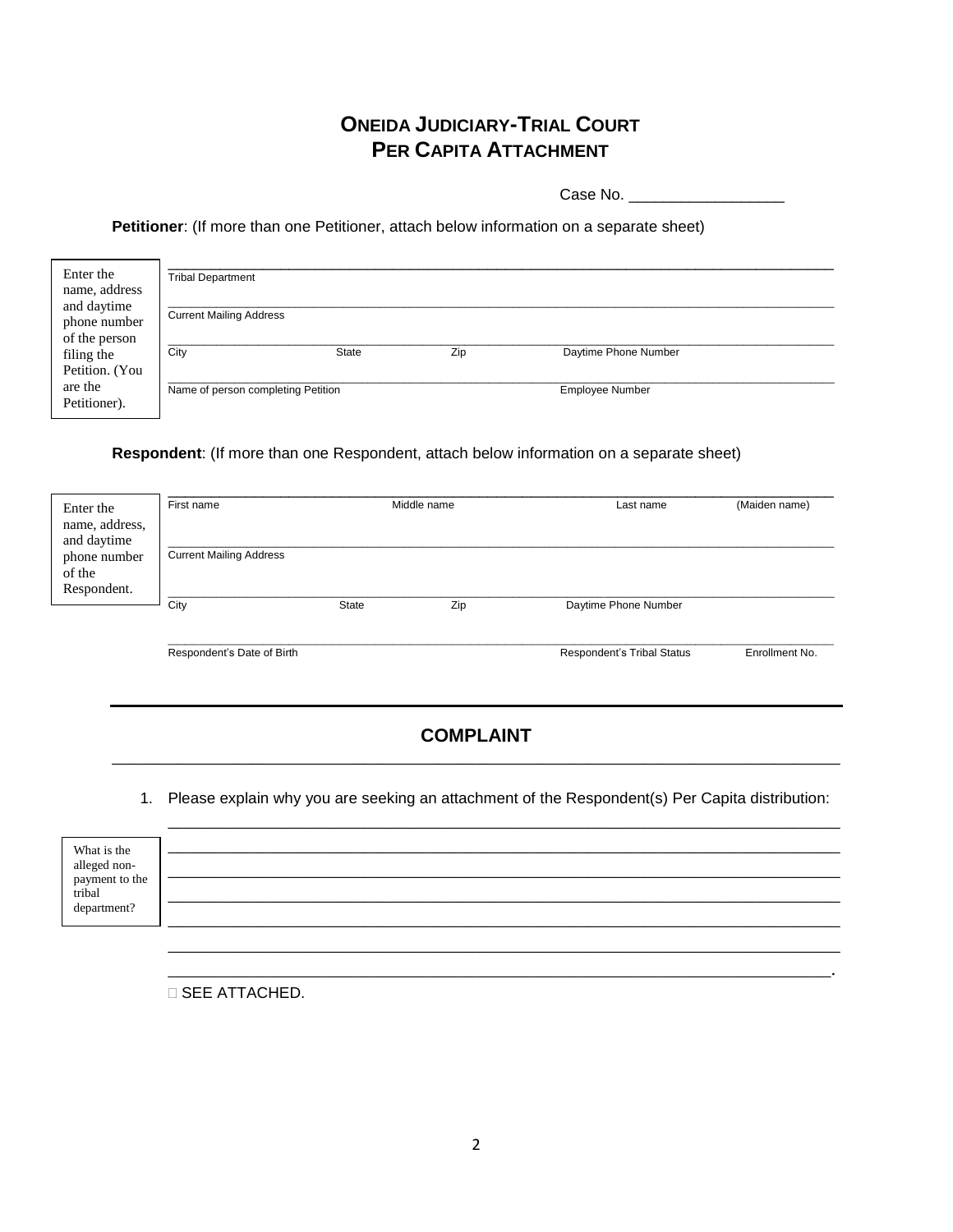# ONEIDA JUDICIARY-TRIAL COURT
## PER CAPITA ATTACHMENT

Case No. _________________

**Petitioner**: (If more than one Petitioner, attach below information on a separate sheet)

Enter the name, address and daytime phone number of the person filing the Petition. (You are the Petitioner).

_______________________________________________
Tribal Department

_______________________________________________
Current Mailing Address

_______________________________________________
City State Zip Daytime Phone Number

_______________________________________________
Name of person completing Petition Employee Number

**Respondent**: (If more than one Respondent, attach below information on a separate sheet)

Enter the name, address, and daytime phone number of the Respondent.

_______________________________________________
First name Middle name Last name (Maiden name)

_______________________________________________
Current Mailing Address

_______________________________________________
City State Zip Daytime Phone Number

_______________________________________________
Respondent's Date of Birth Respondent's Tribal Status Enrollment No.

## COMPLAINT

1. Please explain why you are seeking an attachment of the Respondent(s) Per Capita distribution:

What is the alleged non-payment to the tribal department?

_______________________________________________
_______________________________________________
_______________________________________________
_______________________________________________
_______________________________________________
_______________________________________________
_______________________________________________.

☐ SEE ATTACHED.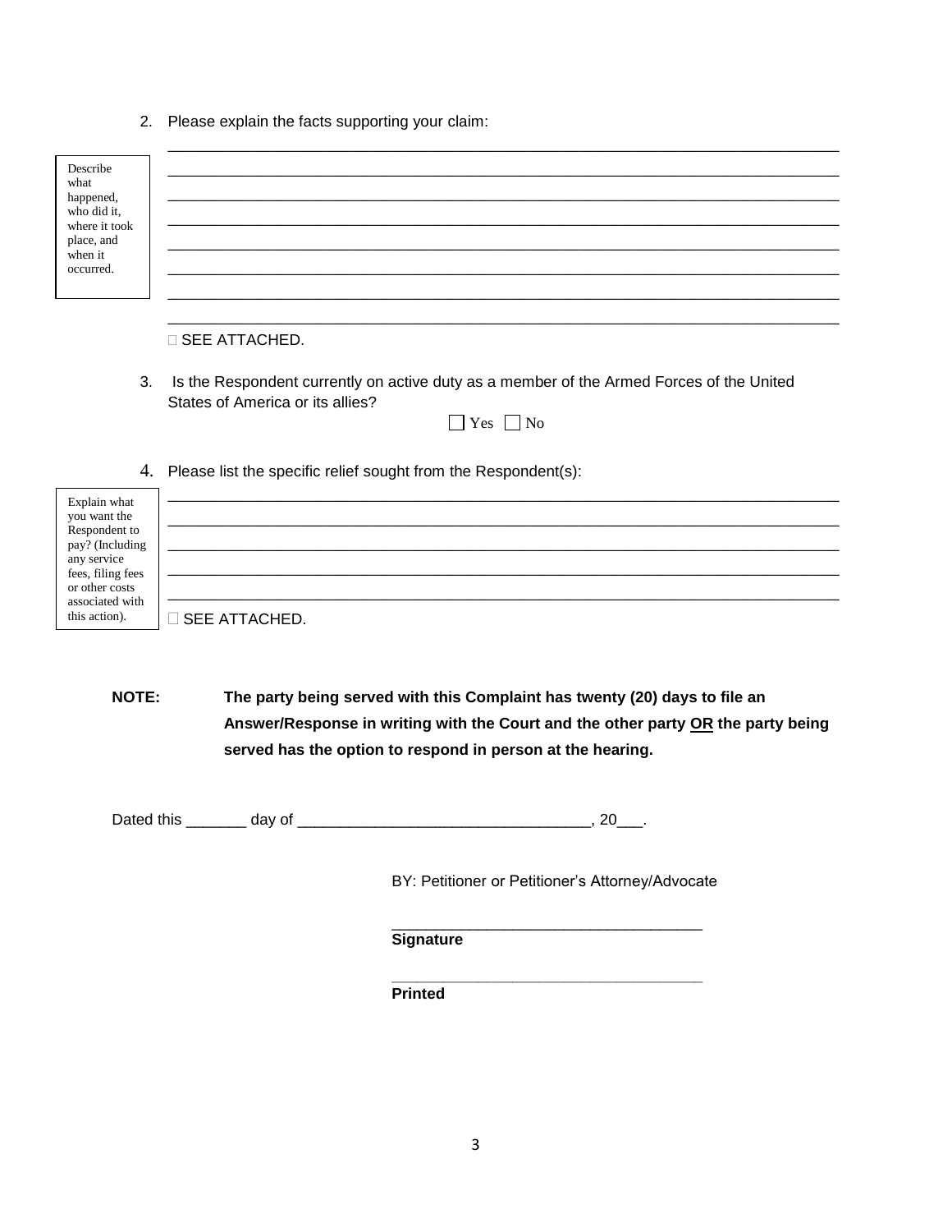2. Please explain the facts supporting your claim:

Describe what happened, who did it, where it took place, and when it occurred.

______________________________________________________________________________

______________________________________________________________________________

______________________________________________________________________________

______________________________________________________________________________

______________________________________________________________________________

______________________________________________________________________________

______________________________________________________________________________

______________________________________________________________________________

☐ SEE ATTACHED.

3. Is the Respondent currently on active duty as a member of the Armed Forces of the United States of America or its allies?

☐ Yes ☐ No

4. Please list the specific relief sought from the Respondent(s):

Explain what you want the Respondent to pay? (Including any service fees, filing fees or other costs associated with this action).

______________________________________________________________________________

______________________________________________________________________________

______________________________________________________________________________

______________________________________________________________________________

______________________________________________________________________________

☐ SEE ATTACHED.

**NOTE:** **The party being served with this Complaint has twenty (20) days to file an Answer/Response in writing with the Court and the other party <u>OR</u> the party being served has the option to respond in person at the hearing.**

Dated this _______ day of _________________________________, 20___.

BY: Petitioner or Petitioner's Attorney/Advocate

___________________________________

**Signature**

___________________________________

**Printed**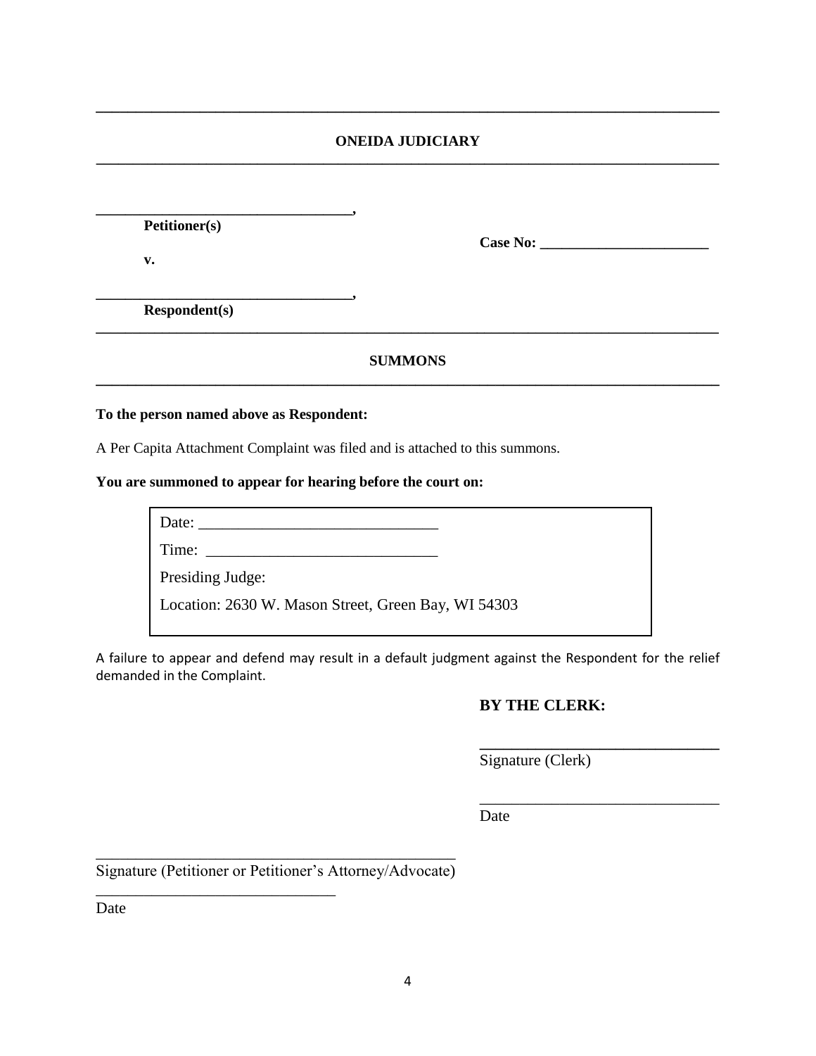---

**ONEIDA JUDICIARY**

---

**\_\_\_\_\_\_\_\_\_\_\_\_\_\_\_\_\_\_\_\_\_\_\_\_\_\_\_\_\_\_\_\_\_\_,**
**Petitioner(s)**

**Case No: \_\_\_\_\_\_\_\_\_\_\_\_\_\_\_\_\_\_\_\_\_\_\_**

**v.**

**\_\_\_\_\_\_\_\_\_\_\_\_\_\_\_\_\_\_\_\_\_\_\_\_\_\_\_\_\_\_\_\_\_\_,**
**Respondent(s)**

---

**SUMMONS**

---

**To the person named above as Respondent:**

A Per Capita Attachment Complaint was filed and is attached to this summons.

**You are summoned to appear for hearing before the court on:**

| |
|---|
| Date: \_\_\_\_\_\_\_\_\_\_\_\_\_\_\_\_\_\_\_\_\_\_\_\_\_\_\_\_\_\_ |
| Time: \_\_\_\_\_\_\_\_\_\_\_\_\_\_\_\_\_\_\_\_\_\_\_\_\_\_\_\_\_ |
| Presiding Judge: |
| Location: 2630 W. Mason Street, Green Bay, WI 54303 |

A failure to appear and defend may result in a default judgment against the Respondent for the relief demanded in the Complaint.

**BY THE CLERK:**

\_\_\_\_\_\_\_\_\_\_\_\_\_\_\_\_\_\_\_\_\_\_\_\_\_\_\_\_\_\_
Signature (Clerk)

\_\_\_\_\_\_\_\_\_\_\_\_\_\_\_\_\_\_\_\_\_\_\_\_\_\_\_\_\_\_
Date

\_\_\_\_\_\_\_\_\_\_\_\_\_\_\_\_\_\_\_\_\_\_\_\_\_\_\_\_\_\_\_\_\_\_\_\_\_\_\_\_\_\_\_\_
Signature (Petitioner or Petitioner's Attorney/Advocate)

\_\_\_\_\_\_\_\_\_\_\_\_\_\_\_\_\_\_\_\_\_\_\_\_\_\_\_\_\_\_
Date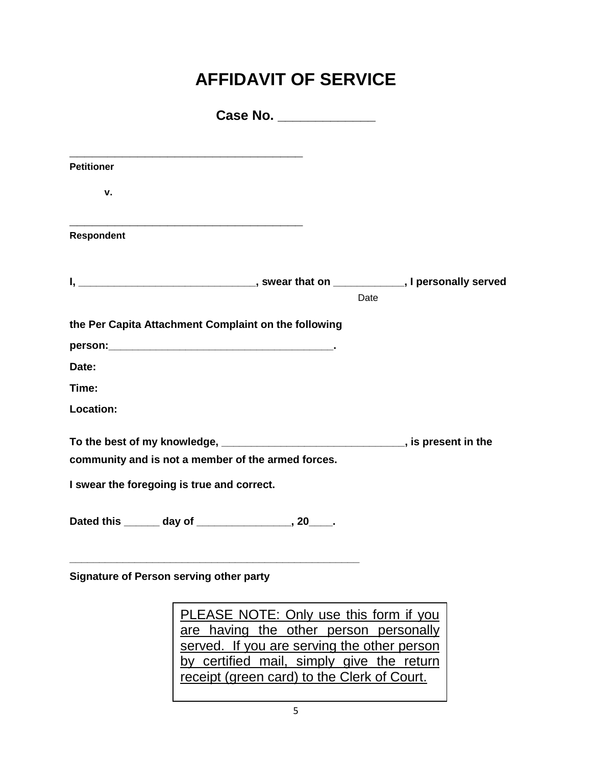# AFFIDAVIT OF SERVICE

**Case No. _____________**

_________________________________________
**Petitioner**

**v.**

_________________________________________
**Respondent**

**I, ______________________________, swear that on ____________, I personally served**
Date

**the Per Capita Attachment Complaint on the following person:______________________________________.**

**Date:**

**Time:**

**Location:**

**To the best of my knowledge, ______________________________, is present in the community and is not a member of the armed forces.**

**I swear the foregoing is true and correct.**

**Dated this ______ day of ________________, 20____.**

___________________________________________________
**Signature of Person serving other party**

PLEASE NOTE: Only use this form if you are having the other person personally served. If you are serving the other person by certified mail, simply give the return receipt (green card) to the Clerk of Court.